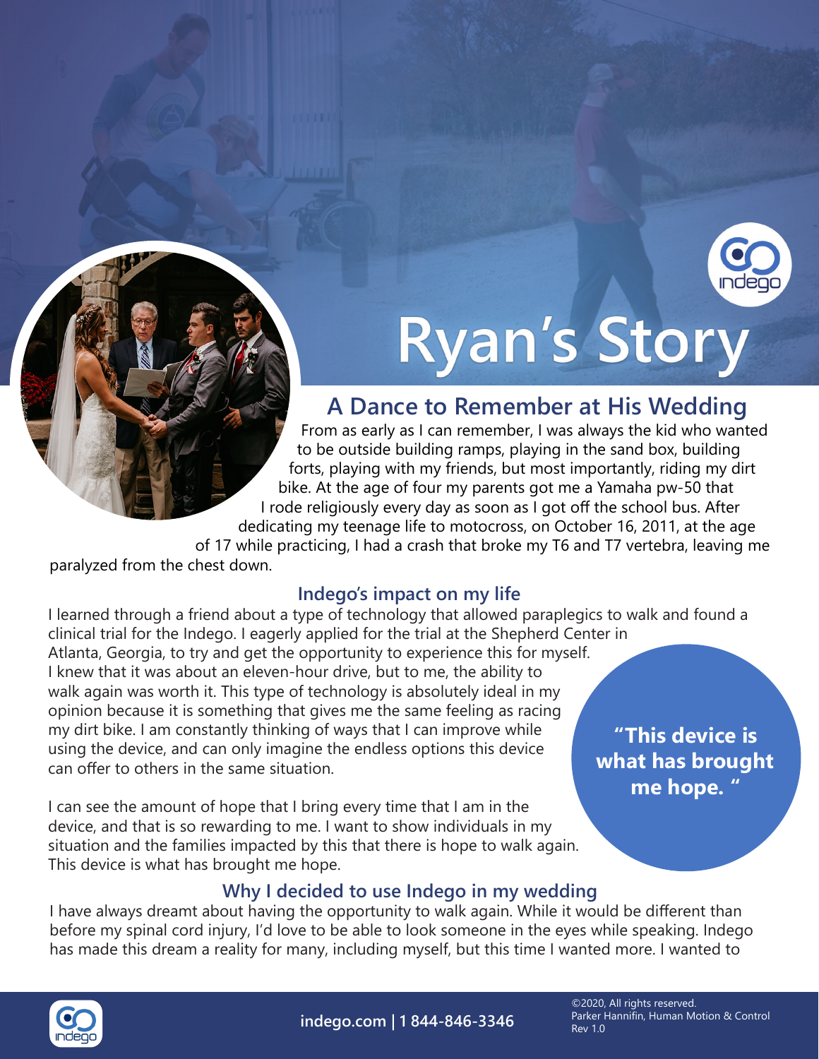# Ryan's Story

## A Dance to Remember at His Wedding

From as early as I can remember, I was always the kid who wanted to be outside building ramps, playing in the sand box, building forts, playing with my friends, but most importantly, riding my dirt bike. At the age of four my parents got me a Yamaha pw-50 that I rode religiously every day as soon as I got off the school bus. After dedicating my teenage life to motocross, on October 16, 2011, at the age of 17 while practicing, I had a crash that broke my T6 and T7 vertebra, leaving me paralyzed from the chest down.

### Indego's impact on my life

I learned through a friend about a type of technology that allowed paraplegics to walk and found a clinical trial for the Indego. I eagerly applied for the trial at the Shepherd Center in Atlanta, Georgia, to try and get the opportunity to experience this for myself. I knew that it was about an eleven-hour drive, but to me, the ability to walk again was worth it. This type of technology is absolutely ideal in my opinion because it is something that gives me the same feeling as racing my dirt bike. I am constantly thinking of ways that I can improve while using the device, and can only imagine the endless options this device can offer to others in the same situation.

I can see the amount of hope that I bring every time that I am in the device, and that is so rewarding to me. I want to show individuals in my situation and the families impacted by this that there is hope to walk again. This device is what has brought me hope.

**"This device is what has brought me hope."**

### Why I decided to use Indego in my wedding

I have always dreamt about having the opportunity to walk again. While it would be different than before my spinal cord injury, I'd love to be able to look someone in the eyes while speaking. Indego has made this dream a reality for many, including myself, but this time I wanted more. I wanted to

indego.com | 1 844-846-3346

©2020, All rights reserved.
Parker Hannifin, Human Motion & Control
Rev 1.0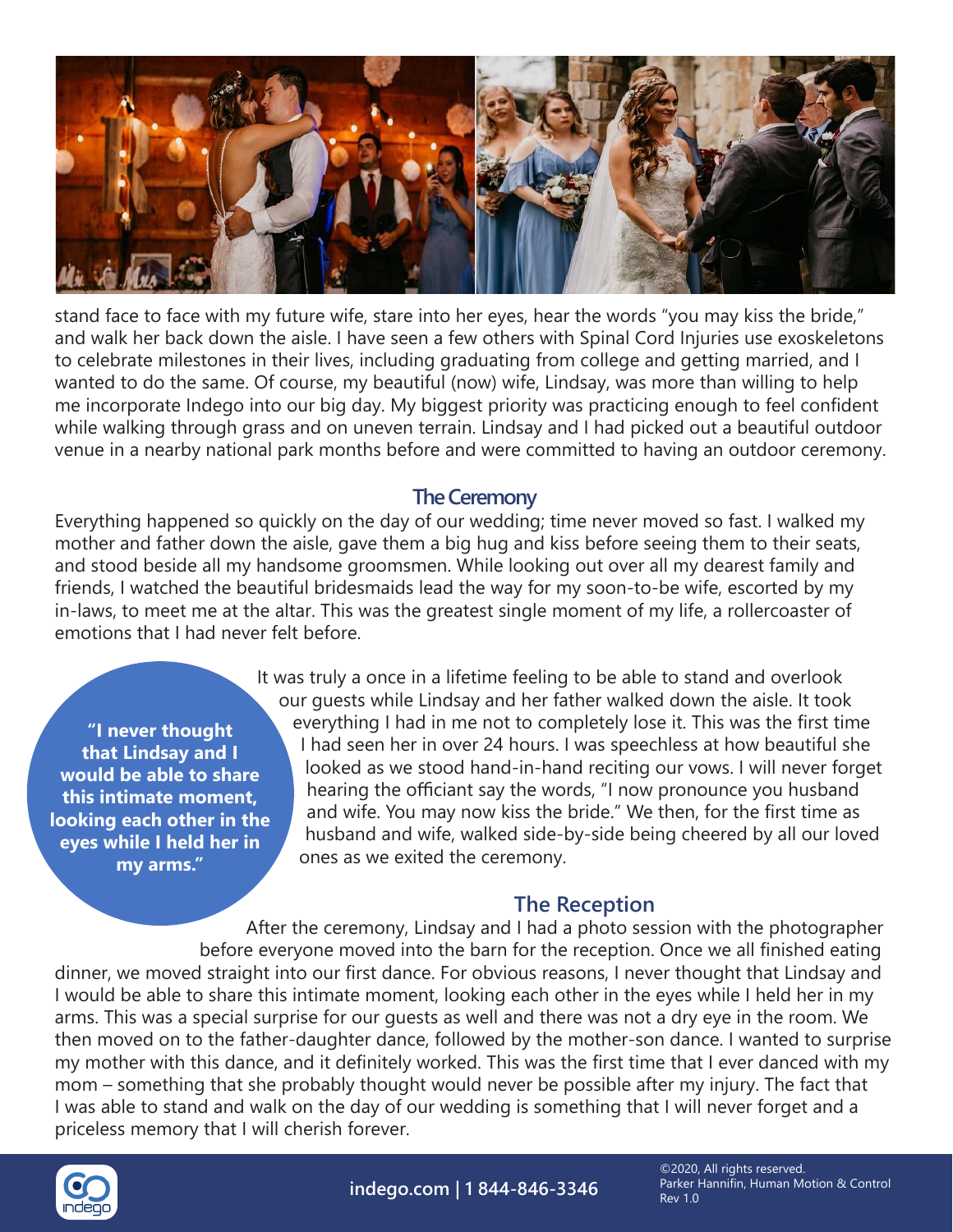stand face to face with my future wife, stare into her eyes, hear the words "you may kiss the bride," and walk her back down the aisle. I have seen a few others with Spinal Cord Injuries use exoskeletons to celebrate milestones in their lives, including graduating from college and getting married, and I wanted to do the same. Of course, my beautiful (now) wife, Lindsay, was more than willing to help me incorporate Indego into our big day. My biggest priority was practicing enough to feel confident while walking through grass and on uneven terrain. Lindsay and I had picked out a beautiful outdoor venue in a nearby national park months before and were committed to having an outdoor ceremony.

## The Ceremony

Everything happened so quickly on the day of our wedding; time never moved so fast. I walked my mother and father down the aisle, gave them a big hug and kiss before seeing them to their seats, and stood beside all my handsome groomsmen. While looking out over all my dearest family and friends, I watched the beautiful bridesmaids lead the way for my soon-to-be wife, escorted by my in-laws, to meet me at the altar. This was the greatest single moment of my life, a rollercoaster of emotions that I had never felt before.

It was truly a once in a lifetime feeling to be able to stand and overlook our guests while Lindsay and her father walked down the aisle. It took everything I had in me not to completely lose it. This was the first time I had seen her in over 24 hours. I was speechless at how beautiful she looked as we stood hand-in-hand reciting our vows. I will never forget hearing the officiant say the words, "I now pronounce you husband and wife. You may now kiss the bride." We then, for the first time as husband and wife, walked side-by-side being cheered by all our loved ones as we exited the ceremony.

**"I never thought that Lindsay and I would be able to share this intimate moment, looking each other in the eyes while I held her in my arms."**

## The Reception

After the ceremony, Lindsay and I had a photo session with the photographer before everyone moved into the barn for the reception. Once we all finished eating dinner, we moved straight into our first dance. For obvious reasons, I never thought that Lindsay and I would be able to share this intimate moment, looking each other in the eyes while I held her in my arms. This was a special surprise for our guests as well and there was not a dry eye in the room. We then moved on to the father-daughter dance, followed by the mother-son dance. I wanted to surprise my mother with this dance, and it definitely worked. This was the first time that I ever danced with my mom – something that she probably thought would never be possible after my injury. The fact that I was able to stand and walk on the day of our wedding is something that I will never forget and a priceless memory that I will cherish forever.

indego.com | 1 844-846-3346

©2020, All rights reserved.
Parker Hannifin, Human Motion & Control
Rev 1.0